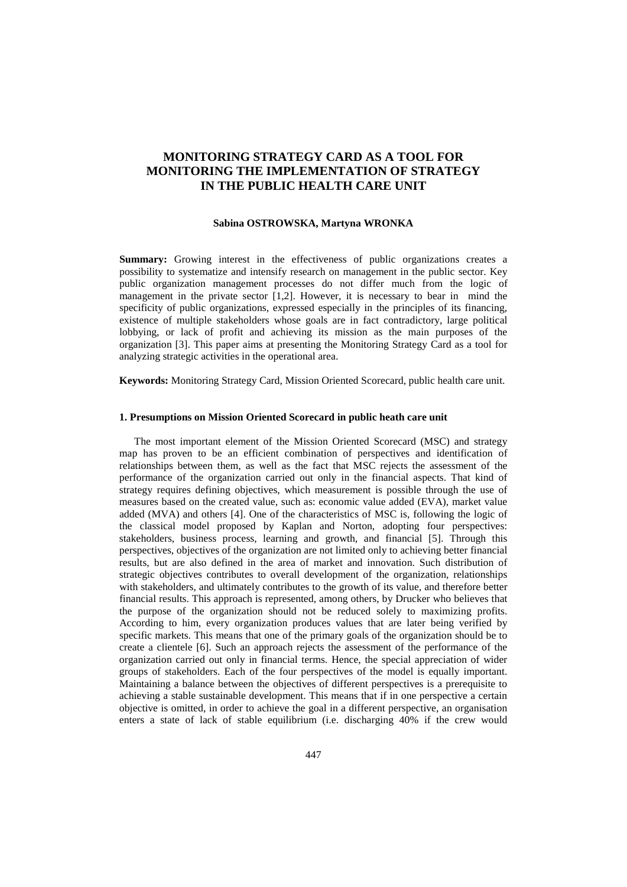# MONITORING STRATEGY CARD AS A TOOL FOR MONITORING THE IMPLEMENTATION OF STRATEGY IN THE PUBLIC HEALTH CARE UNIT

**Sabina OSTROWSKA, Martyna WRONKA**

**Summary:** Growing interest in the effectiveness of public organizations creates a possibility to systematize and intensify research on management in the public sector. Key public organization management processes do not differ much from the logic of management in the private sector [1,2]. However, it is necessary to bear in mind the specificity of public organizations, expressed especially in the principles of its financing, existence of multiple stakeholders whose goals are in fact contradictory, large political lobbying, or lack of profit and achieving its mission as the main purposes of the organization [3]. This paper aims at presenting the Monitoring Strategy Card as a tool for analyzing strategic activities in the operational area.

**Keywords:** Monitoring Strategy Card, Mission Oriented Scorecard, public health care unit.

## 1. Presumptions on Mission Oriented Scorecard in public heath care unit

The most important element of the Mission Oriented Scorecard (MSC) and strategy map has proven to be an efficient combination of perspectives and identification of relationships between them, as well as the fact that MSC rejects the assessment of the performance of the organization carried out only in the financial aspects. That kind of strategy requires defining objectives, which measurement is possible through the use of measures based on the created value, such as: economic value added (EVA), market value added (MVA) and others [4]. One of the characteristics of MSC is, following the logic of the classical model proposed by Kaplan and Norton, adopting four perspectives: stakeholders, business process, learning and growth, and financial [5]. Through this perspectives, objectives of the organization are not limited only to achieving better financial results, but are also defined in the area of market and innovation. Such distribution of strategic objectives contributes to overall development of the organization, relationships with stakeholders, and ultimately contributes to the growth of its value, and therefore better financial results. This approach is represented, among others, by Drucker who believes that the purpose of the organization should not be reduced solely to maximizing profits. According to him, every organization produces values that are later being verified by specific markets. This means that one of the primary goals of the organization should be to create a clientele [6]. Such an approach rejects the assessment of the performance of the organization carried out only in financial terms. Hence, the special appreciation of wider groups of stakeholders. Each of the four perspectives of the model is equally important. Maintaining a balance between the objectives of different perspectives is a prerequisite to achieving a stable sustainable development. This means that if in one perspective a certain objective is omitted, in order to achieve the goal in a different perspective, an organisation enters a state of lack of stable equilibrium (i.e. discharging 40% if the crew would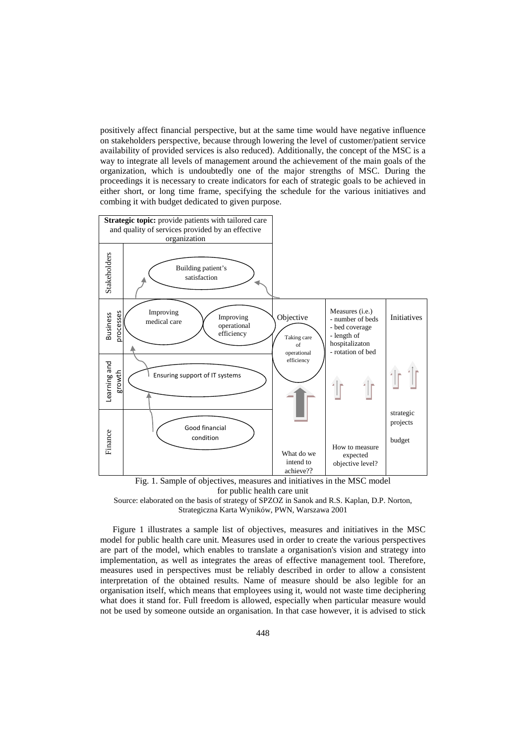positively affect financial perspective, but at the same time would have negative influence on stakeholders perspective, because through lowering the level of customer/patient service availability of provided services is also reduced). Additionally, the concept of the MSC is a way to integrate all levels of management around the achievement of the main goals of the organization, which is undoubtedly one of the major strengths of MSC. During the proceedings it is necessary to create indicators for each of strategic goals to be achieved in either short, or long time frame, specifying the schedule for the various initiatives and combing it with budget dedicated to given purpose.

| **Strategic topic:** provide patients with tailored care and quality of services provided by an effective organization | | | | |
|---|---|---|---|---|
| Stakeholders | Building patient's satisfaction | | | |
| Business processes | Improving medical care; Improving operational efficiency | Objective: Taking care of operational efficiency | Measures (i.e.) - number of beds - bed coverage - length of hospitalizaton - rotation of bed | Initiatives |
| Learning and growth | Ensuring support of IT systems | | | |
| Finance | Good financial condition | What do we intend to achieve?? | How to measure expected objective level? | strategic projects; budget |

Fig. 1. Sample of objectives, measures and initiatives in the MSC model for public health care unit

Source: elaborated on the basis of strategy of SPZOZ in Sanok and R.S. Kaplan, D.P. Norton, Strategiczna Karta Wyników, PWN, Warszawa 2001

Figure 1 illustrates a sample list of objectives, measures and initiatives in the MSC model for public health care unit. Measures used in order to create the various perspectives are part of the model, which enables to translate a organisation's vision and strategy into implementation, as well as integrates the areas of effective management tool. Therefore, measures used in perspectives must be reliably described in order to allow a consistent interpretation of the obtained results. Name of measure should be also legible for an organisation itself, which means that employees using it, would not waste time deciphering what does it stand for. Full freedom is allowed, especially when particular measure would not be used by someone outside an organisation. In that case however, it is advised to stick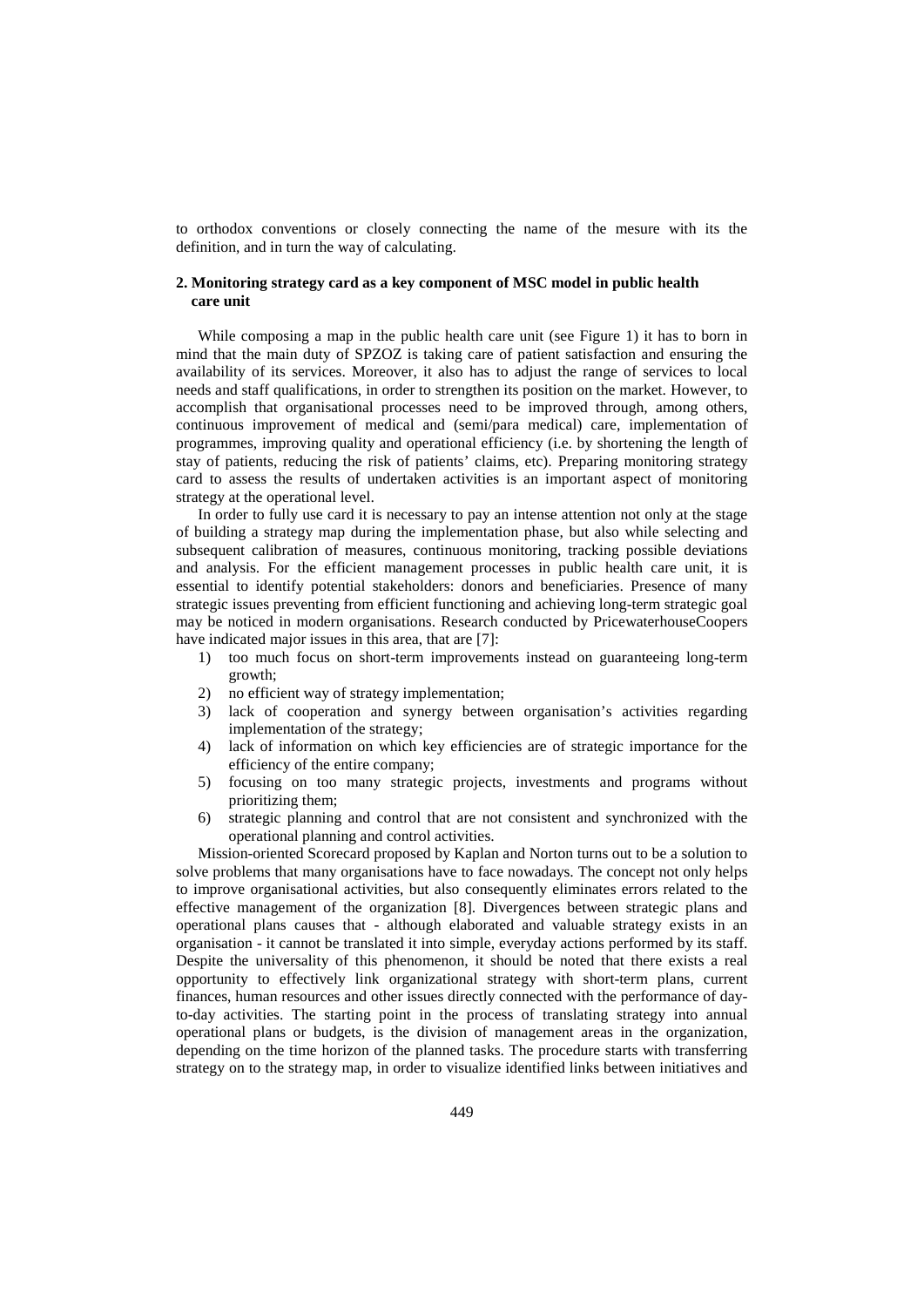to orthodox conventions or closely connecting the name of the mesure with its the definition, and in turn the way of calculating.

## 2. Monitoring strategy card as a key component of MSC model in public health care unit

While composing a map in the public health care unit (see Figure 1) it has to born in mind that the main duty of SPZOZ is taking care of patient satisfaction and ensuring the availability of its services. Moreover, it also has to adjust the range of services to local needs and staff qualifications, in order to strengthen its position on the market. However, to accomplish that organisational processes need to be improved through, among others, continuous improvement of medical and (semi/para medical) care, implementation of programmes, improving quality and operational efficiency (i.e. by shortening the length of stay of patients, reducing the risk of patients' claims, etc). Preparing monitoring strategy card to assess the results of undertaken activities is an important aspect of monitoring strategy at the operational level.

In order to fully use card it is necessary to pay an intense attention not only at the stage of building a strategy map during the implementation phase, but also while selecting and subsequent calibration of measures, continuous monitoring, tracking possible deviations and analysis. For the efficient management processes in public health care unit, it is essential to identify potential stakeholders: donors and beneficiaries. Presence of many strategic issues preventing from efficient functioning and achieving long-term strategic goal may be noticed in modern organisations. Research conducted by PricewaterhouseCoopers have indicated major issues in this area, that are [7]:

1) too much focus on short-term improvements instead on guaranteeing long-term growth;
2) no efficient way of strategy implementation;
3) lack of cooperation and synergy between organisation's activities regarding implementation of the strategy;
4) lack of information on which key efficiencies are of strategic importance for the efficiency of the entire company;
5) focusing on too many strategic projects, investments and programs without prioritizing them;
6) strategic planning and control that are not consistent and synchronized with the operational planning and control activities.

Mission-oriented Scorecard proposed by Kaplan and Norton turns out to be a solution to solve problems that many organisations have to face nowadays. The concept not only helps to improve organisational activities, but also consequently eliminates errors related to the effective management of the organization [8]. Divergences between strategic plans and operational plans causes that - although elaborated and valuable strategy exists in an organisation - it cannot be translated it into simple, everyday actions performed by its staff. Despite the universality of this phenomenon, it should be noted that there exists a real opportunity to effectively link organizational strategy with short-term plans, current finances, human resources and other issues directly connected with the performance of day-to-day activities. The starting point in the process of translating strategy into annual operational plans or budgets, is the division of management areas in the organization, depending on the time horizon of the planned tasks. The procedure starts with transferring strategy on to the strategy map, in order to visualize identified links between initiatives and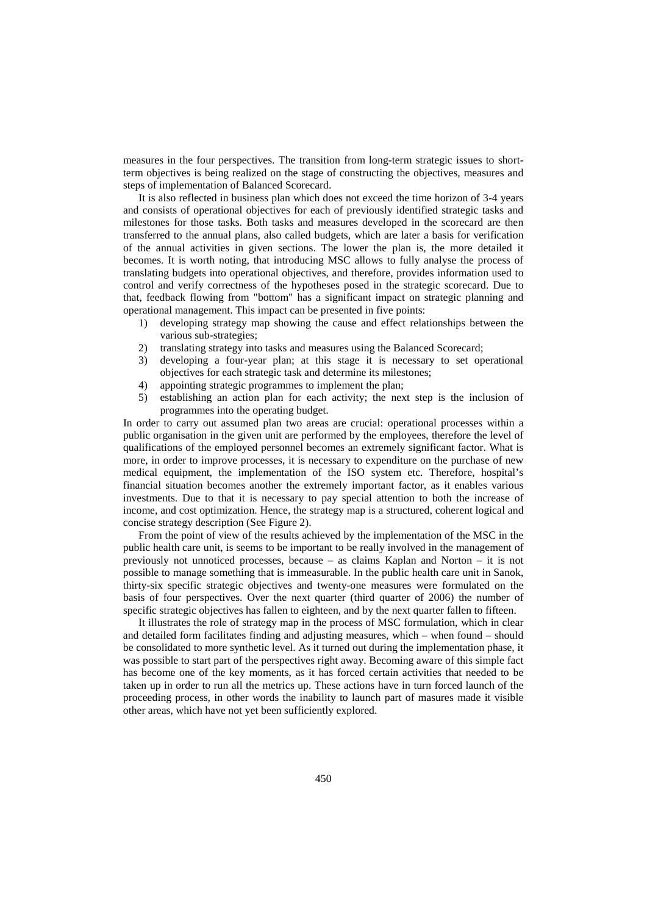measures in the four perspectives. The transition from long-term strategic issues to short-term objectives is being realized on the stage of constructing the objectives, measures and steps of implementation of Balanced Scorecard.

It is also reflected in business plan which does not exceed the time horizon of 3-4 years and consists of operational objectives for each of previously identified strategic tasks and milestones for those tasks. Both tasks and measures developed in the scorecard are then transferred to the annual plans, also called budgets, which are later a basis for verification of the annual activities in given sections. The lower the plan is, the more detailed it becomes. It is worth noting, that introducing MSC allows to fully analyse the process of translating budgets into operational objectives, and therefore, provides information used to control and verify correctness of the hypotheses posed in the strategic scorecard. Due to that, feedback flowing from "bottom" has a significant impact on strategic planning and operational management. This impact can be presented in five points:

1) developing strategy map showing the cause and effect relationships between the various sub-strategies;
2) translating strategy into tasks and measures using the Balanced Scorecard;
3) developing a four-year plan; at this stage it is necessary to set operational objectives for each strategic task and determine its milestones;
4) appointing strategic programmes to implement the plan;
5) establishing an action plan for each activity; the next step is the inclusion of programmes into the operating budget.

In order to carry out assumed plan two areas are crucial: operational processes within a public organisation in the given unit are performed by the employees, therefore the level of qualifications of the employed personnel becomes an extremely significant factor. What is more, in order to improve processes, it is necessary to expenditure on the purchase of new medical equipment, the implementation of the ISO system etc. Therefore, hospital's financial situation becomes another the extremely important factor, as it enables various investments. Due to that it is necessary to pay special attention to both the increase of income, and cost optimization. Hence, the strategy map is a structured, coherent logical and concise strategy description (See Figure 2).

From the point of view of the results achieved by the implementation of the MSC in the public health care unit, is seems to be important to be really involved in the management of previously not unnoticed processes, because – as claims Kaplan and Norton – it is not possible to manage something that is immeasurable. In the public health care unit in Sanok, thirty-six specific strategic objectives and twenty-one measures were formulated on the basis of four perspectives. Over the next quarter (third quarter of 2006) the number of specific strategic objectives has fallen to eighteen, and by the next quarter fallen to fifteen.

It illustrates the role of strategy map in the process of MSC formulation, which in clear and detailed form facilitates finding and adjusting measures, which – when found – should be consolidated to more synthetic level. As it turned out during the implementation phase, it was possible to start part of the perspectives right away. Becoming aware of this simple fact has become one of the key moments, as it has forced certain activities that needed to be taken up in order to run all the metrics up. These actions have in turn forced launch of the proceeding process, in other words the inability to launch part of masures made it visible other areas, which have not yet been sufficiently explored.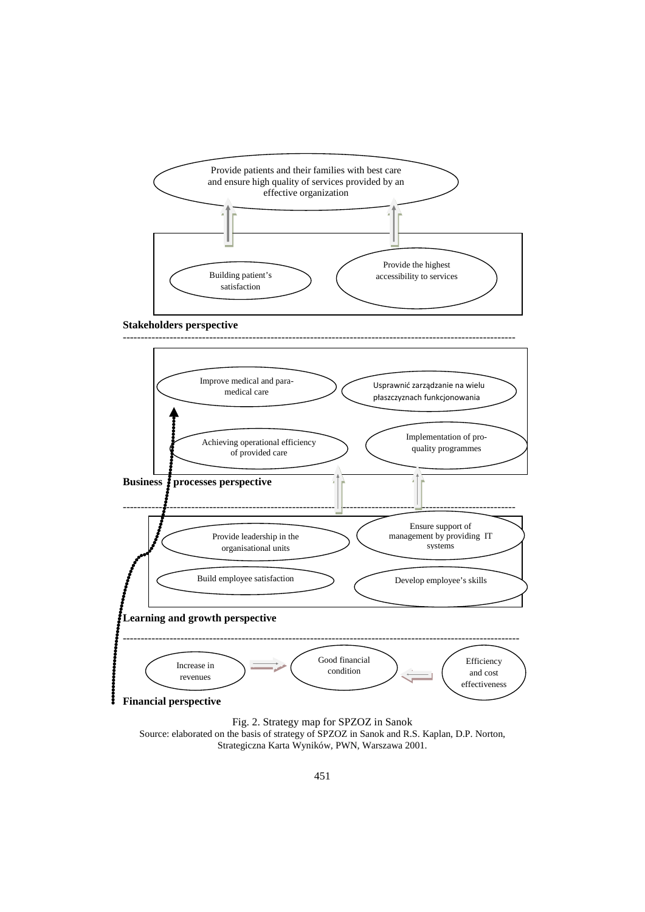Provide patients and their families with best care and ensure high quality of services provided by an effective organization

Building patient's satisfaction

Provide the highest accessibility to services

**Stakeholders perspective**

Improve medical and para-medical care

Usprawnić zarządzanie na wielu płaszczyznach funkcjonowania

Achieving operational efficiency of provided care

Implementation of pro-quality programmes

**Business processes perspective**

Provide leadership in the organisational units

Ensure support of management by providing IT systems

Build employee satisfaction

Develop employee's skills

**Learning and growth perspective**

Increase in revenues

Good financial condition

Efficiency and cost effectiveness

**Financial perspective**

Fig. 2. Strategy map for SPZOZ in Sanok
Source: elaborated on the basis of strategy of SPZOZ in Sanok and R.S. Kaplan, D.P. Norton, Strategiczna Karta Wyników, PWN, Warszawa 2001.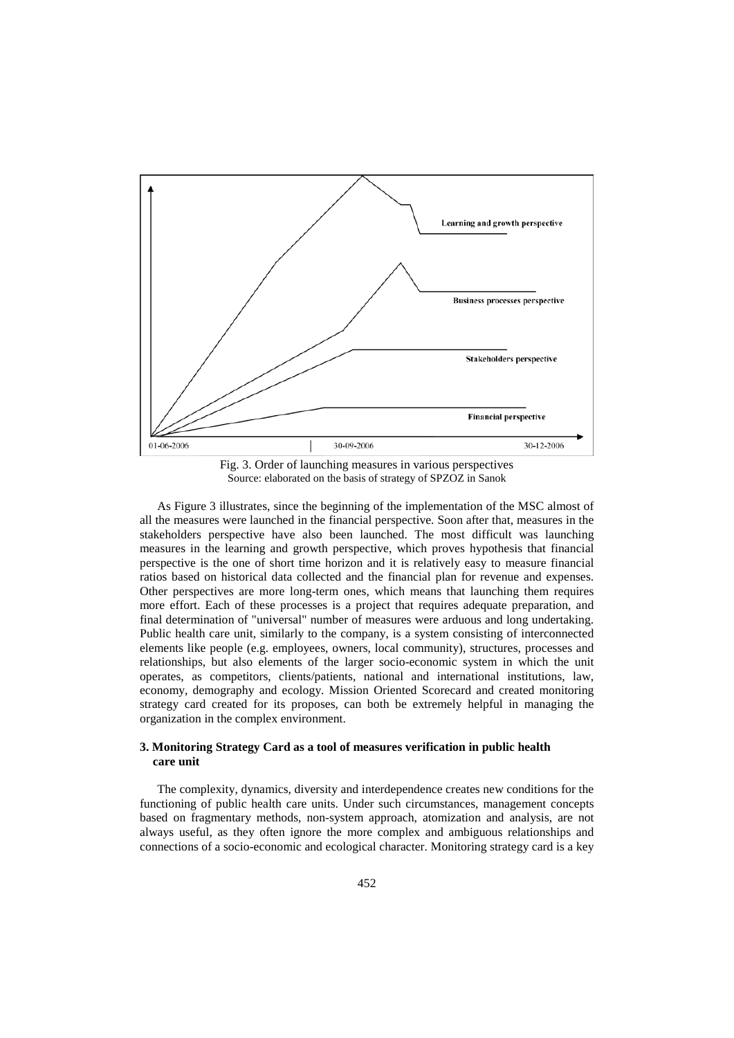Learning and growth perspective

Business processes perspective

Stakeholders perspective

Financial perspective

01-06-2006 30-09-2006 30-12-2006

Fig. 3. Order of launching measures in various perspectives
Source: elaborated on the basis of strategy of SPZOZ in Sanok

As Figure 3 illustrates, since the beginning of the implementation of the MSC almost of all the measures were launched in the financial perspective. Soon after that, measures in the stakeholders perspective have also been launched. The most difficult was launching measures in the learning and growth perspective, which proves hypothesis that financial perspective is the one of short time horizon and it is relatively easy to measure financial ratios based on historical data collected and the financial plan for revenue and expenses. Other perspectives are more long-term ones, which means that launching them requires more effort. Each of these processes is a project that requires adequate preparation, and final determination of "universal" number of measures were arduous and long undertaking. Public health care unit, similarly to the company, is a system consisting of interconnected elements like people (e.g. employees, owners, local community), structures, processes and relationships, but also elements of the larger socio-economic system in which the unit operates, as competitors, clients/patients, national and international institutions, law, economy, demography and ecology. Mission Oriented Scorecard and created monitoring strategy card created for its proposes, can both be extremely helpful in managing the organization in the complex environment.

## 3. Monitoring Strategy Card as a tool of measures verification in public health care unit

The complexity, dynamics, diversity and interdependence creates new conditions for the functioning of public health care units. Under such circumstances, management concepts based on fragmentary methods, non-system approach, atomization and analysis, are not always useful, as they often ignore the more complex and ambiguous relationships and connections of a socio-economic and ecological character. Monitoring strategy card is a key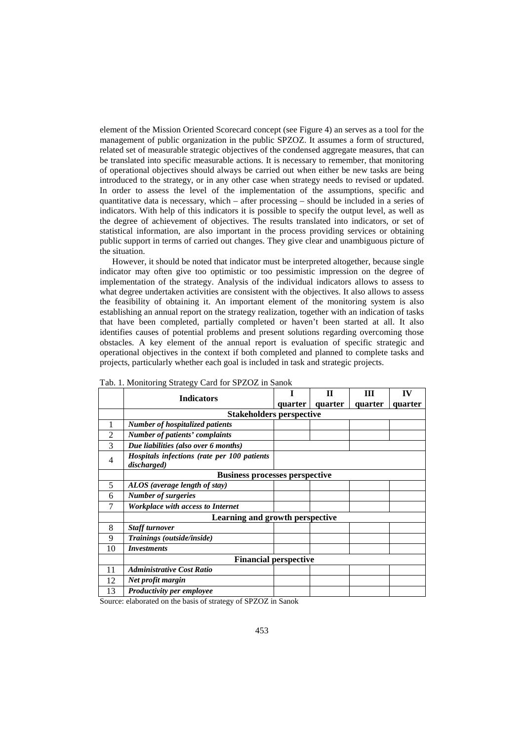element of the Mission Oriented Scorecard concept (see Figure 4) an serves as a tool for the management of public organization in the public SPZOZ. It assumes a form of structured, related set of measurable strategic objectives of the condensed aggregate measures, that can be translated into specific measurable actions. It is necessary to remember, that monitoring of operational objectives should always be carried out when either be new tasks are being introduced to the strategy, or in any other case when strategy needs to revised or updated. In order to assess the level of the implementation of the assumptions, specific and quantitative data is necessary, which – after processing – should be included in a series of indicators. With help of this indicators it is possible to specify the output level, as well as the degree of achievement of objectives. The results translated into indicators, or set of statistical information, are also important in the process providing services or obtaining public support in terms of carried out changes. They give clear and unambiguous picture of the situation.

However, it should be noted that indicator must be interpreted altogether, because single indicator may often give too optimistic or too pessimistic impression on the degree of implementation of the strategy. Analysis of the individual indicators allows to assess to what degree undertaken activities are consistent with the objectives. It also allows to assess the feasibility of obtaining it. An important element of the monitoring system is also establishing an annual report on the strategy realization, together with an indication of tasks that have been completed, partially completed or haven't been started at all. It also identifies causes of potential problems and present solutions regarding overcoming those obstacles. A key element of the annual report is evaluation of specific strategic and operational objectives in the context if both completed and planned to complete tasks and projects, particularly whether each goal is included in task and strategic projects.

Tab. 1. Monitoring Strategy Card for SPZOZ in Sanok

| | Indicators | I quarter | II quarter | III quarter | IV quarter |
|---|---|---|---|---|---|
| | **Stakeholders perspective** | | | | |
| 1 | ***Number of hospitalized patients*** | | | | |
| 2 | ***Number of patients' complaints*** | | | | |
| 3 | ***Due liabilities (also over 6 months)*** | | | | |
| 4 | ***Hospitals infections (rate per 100 patients discharged)*** | | | | |
| | **Business processes perspective** | | | | |
| 5 | ***ALOS (average length of stay)*** | | | | |
| 6 | ***Number of surgeries*** | | | | |
| 7 | ***Workplace with access to Internet*** | | | | |
| | **Learning and growth perspective** | | | | |
| 8 | ***Staff turnover*** | | | | |
| 9 | ***Trainings (outside/inside)*** | | | | |
| 10 | ***Investments*** | | | | |
| | **Financial perspective** | | | | |
| 11 | ***Administrative Cost Ratio*** | | | | |
| 12 | ***Net profit margin*** | | | | |
| 13 | ***Productivity per employee*** | | | | |

Source: elaborated on the basis of strategy of SPZOZ in Sanok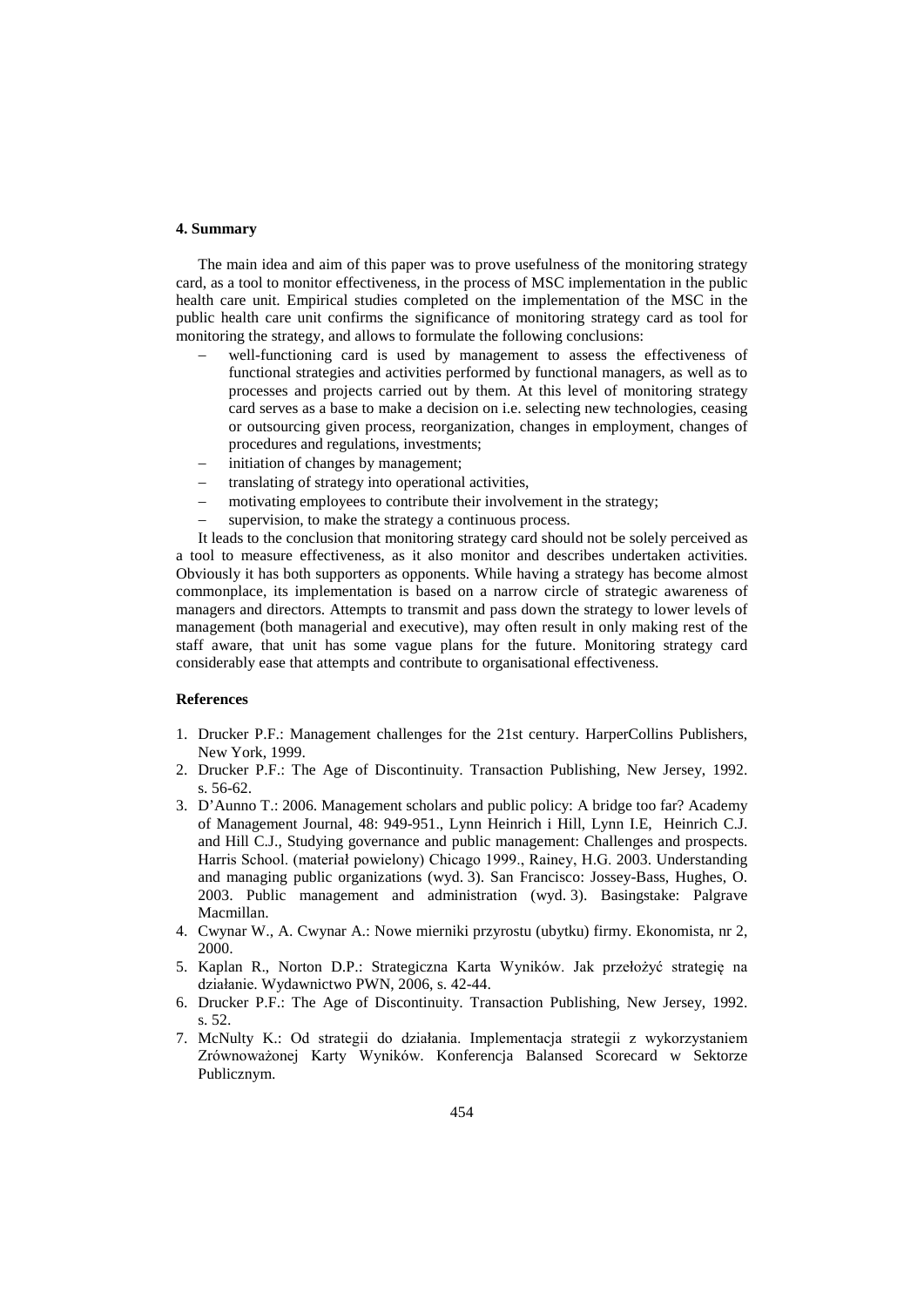## 4. Summary

The main idea and aim of this paper was to prove usefulness of the monitoring strategy card, as a tool to monitor effectiveness, in the process of MSC implementation in the public health care unit. Empirical studies completed on the implementation of the MSC in the public health care unit confirms the significance of monitoring strategy card as tool for monitoring the strategy, and allows to formulate the following conclusions:

- well-functioning card is used by management to assess the effectiveness of functional strategies and activities performed by functional managers, as well as to processes and projects carried out by them. At this level of monitoring strategy card serves as a base to make a decision on i.e. selecting new technologies, ceasing or outsourcing given process, reorganization, changes in employment, changes of procedures and regulations, investments;
- initiation of changes by management;
- translating of strategy into operational activities,
- motivating employees to contribute their involvement in the strategy;
- supervision, to make the strategy a continuous process.

It leads to the conclusion that monitoring strategy card should not be solely perceived as a tool to measure effectiveness, as it also monitor and describes undertaken activities. Obviously it has both supporters as opponents. While having a strategy has become almost commonplace, its implementation is based on a narrow circle of strategic awareness of managers and directors. Attempts to transmit and pass down the strategy to lower levels of management (both managerial and executive), may often result in only making rest of the staff aware, that unit has some vague plans for the future. Monitoring strategy card considerably ease that attempts and contribute to organisational effectiveness.

## References

1. Drucker P.F.: Management challenges for the 21st century. HarperCollins Publishers, New York, 1999.
2. Drucker P.F.: The Age of Discontinuity. Transaction Publishing, New Jersey, 1992. s. 56-62.
3. D'Aunno T.: 2006. Management scholars and public policy: A bridge too far? Academy of Management Journal, 48: 949-951., Lynn Heinrich i Hill, Lynn I.E, Heinrich C.J. and Hill C.J., Studying governance and public management: Challenges and prospects. Harris School. (materiał powielony) Chicago 1999., Rainey, H.G. 2003. Understanding and managing public organizations (wyd. 3). San Francisco: Jossey-Bass, Hughes, O. 2003. Public management and administration (wyd. 3). Basingstake: Palgrave Macmillan.
4. Cwynar W., A. Cwynar A.: Nowe mierniki przyrostu (ubytku) firmy. Ekonomista, nr 2, 2000.
5. Kaplan R., Norton D.P.: Strategiczna Karta Wyników. Jak przełożyć strategię na działanie. Wydawnictwo PWN, 2006, s. 42-44.
6. Drucker P.F.: The Age of Discontinuity. Transaction Publishing, New Jersey, 1992. s. 52.
7. McNulty K.: Od strategii do działania. Implementacja strategii z wykorzystaniem Zrównoważonej Karty Wyników. Konferencja Balansed Scorecard w Sektorze Publicznym.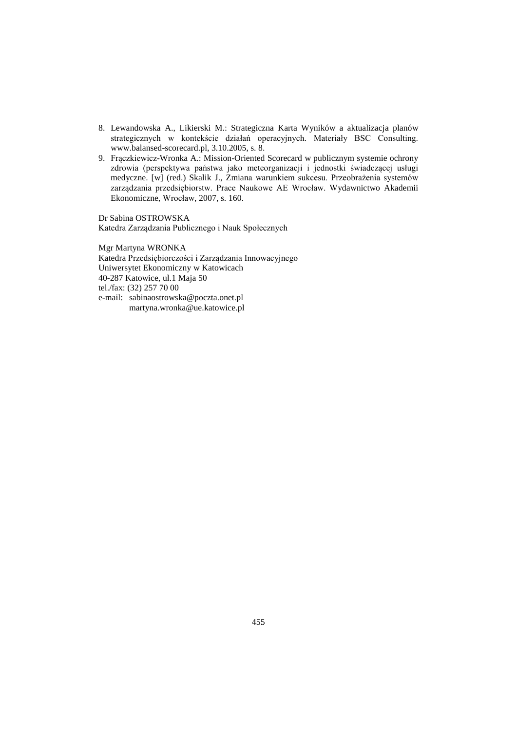8. Lewandowska A., Likierski M.: Strategiczna Karta Wyników a aktualizacja planów strategicznych w kontekście działań operacyjnych. Materiały BSC Consulting. www.balansed-scorecard.pl, 3.10.2005, s. 8.
9. Frączkiewicz-Wronka A.: Mission-Oriented Scorecard w publicznym systemie ochrony zdrowia (perspektywa państwa jako meteorganizacji i jednostki świadczącej usługi medyczne. [w] (red.) Skalik J., Zmiana warunkiem sukcesu. Przeobrażenia systemów zarządzania przedsiębiorstw. Prace Naukowe AE Wrocław. Wydawnictwo Akademii Ekonomiczne, Wrocław, 2007, s. 160.

Dr Sabina OSTROWSKA
Katedra Zarządzania Publicznego i Nauk Społecznych

Mgr Martyna WRONKA
Katedra Przedsiębiorczości i Zarządzania Innowacyjnego
Uniwersytet Ekonomiczny w Katowicach
40-287 Katowice, ul.1 Maja 50
tel./fax: (32) 257 70 00
e-mail: sabinaostrowska@poczta.onet.pl
martyna.wronka@ue.katowice.pl